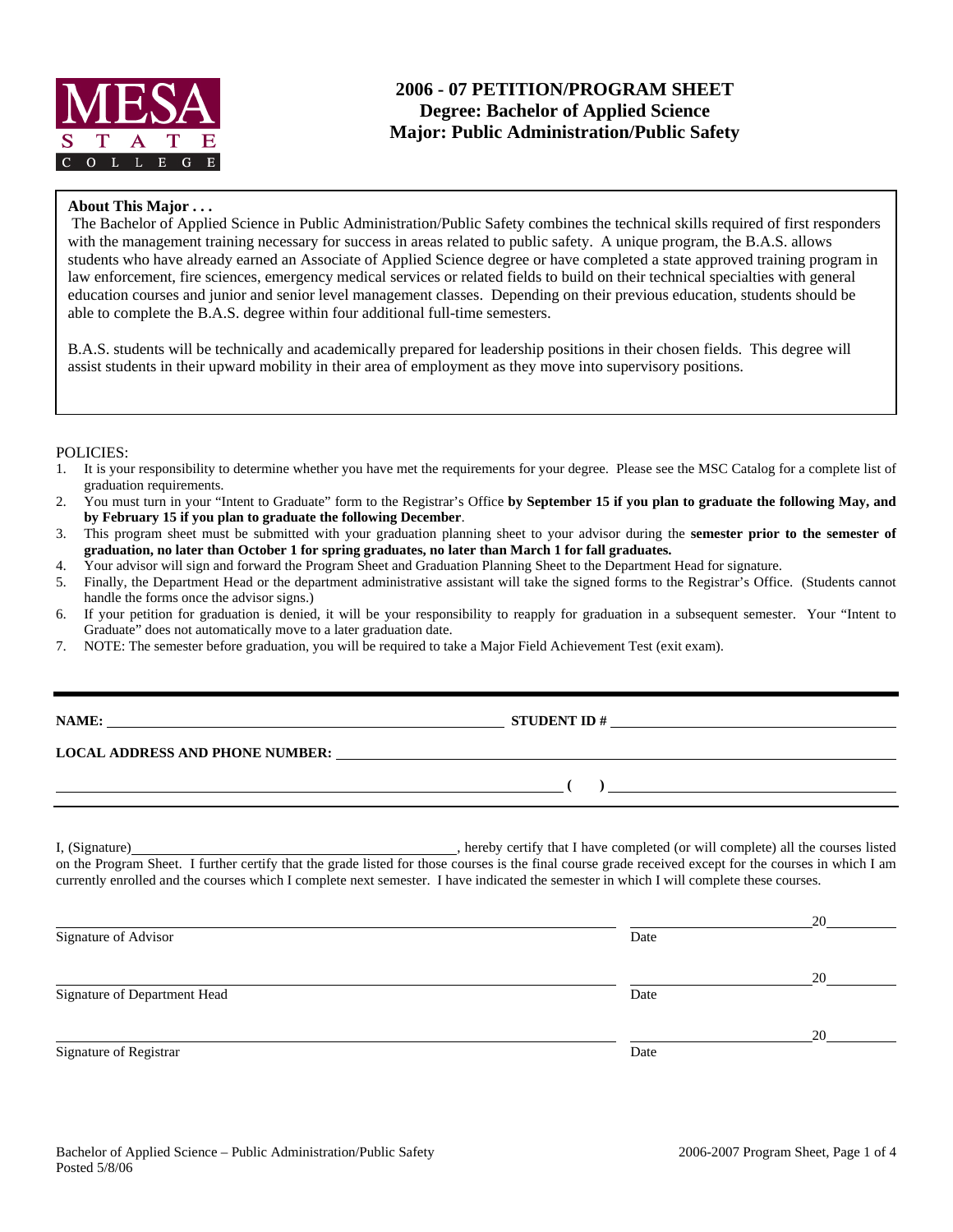# 2006 - 07 PETITION/PROGRAM SHEET
## Degree: Bachelor of Applied Science
## Major: Public Administration/Public Safety

**About This Major . . .**

The Bachelor of Applied Science in Public Administration/Public Safety combines the technical skills required of first responders with the management training necessary for success in areas related to public safety. A unique program, the B.A.S. allows students who have already earned an Associate of Applied Science degree or have completed a state approved training program in law enforcement, fire sciences, emergency medical services or related fields to build on their technical specialties with general education courses and junior and senior level management classes. Depending on their previous education, students should be able to complete the B.A.S. degree within four additional full-time semesters.

B.A.S. students will be technically and academically prepared for leadership positions in their chosen fields. This degree will assist students in their upward mobility in their area of employment as they move into supervisory positions.

POLICIES:

1. It is your responsibility to determine whether you have met the requirements for your degree. Please see the MSC Catalog for a complete list of graduation requirements.
2. You must turn in your "Intent to Graduate" form to the Registrar's Office **by September 15 if you plan to graduate the following May, and by February 15 if you plan to graduate the following December**.
3. This program sheet must be submitted with your graduation planning sheet to your advisor during the **semester prior to the semester of graduation, no later than October 1 for spring graduates, no later than March 1 for fall graduates.**
4. Your advisor will sign and forward the Program Sheet and Graduation Planning Sheet to the Department Head for signature.
5. Finally, the Department Head or the department administrative assistant will take the signed forms to the Registrar's Office. (Students cannot handle the forms once the advisor signs.)
6. If your petition for graduation is denied, it will be your responsibility to reapply for graduation in a subsequent semester. Your "Intent to Graduate" does not automatically move to a later graduation date.
7. NOTE: The semester before graduation, you will be required to take a Major Field Achievement Test (exit exam).

**NAME:** ______________________________ **STUDENT ID #** ______________________________

**LOCAL ADDRESS AND PHONE NUMBER:** ______________________________

______________________________ **( )** ______________________________

I, (Signature)______________________________, hereby certify that I have completed (or will complete) all the courses listed on the Program Sheet. I further certify that the grade listed for those courses is the final course grade received except for the courses in which I am currently enrolled and the courses which I complete next semester. I have indicated the semester in which I will complete these courses.

______________________________ ______________ 20______
Signature of Advisor Date

______________________________ ______________ 20______
Signature of Department Head Date

______________________________ ______________ 20______
Signature of Registrar Date

Bachelor of Applied Science – Public Administration/Public Safety
Posted 5/8/06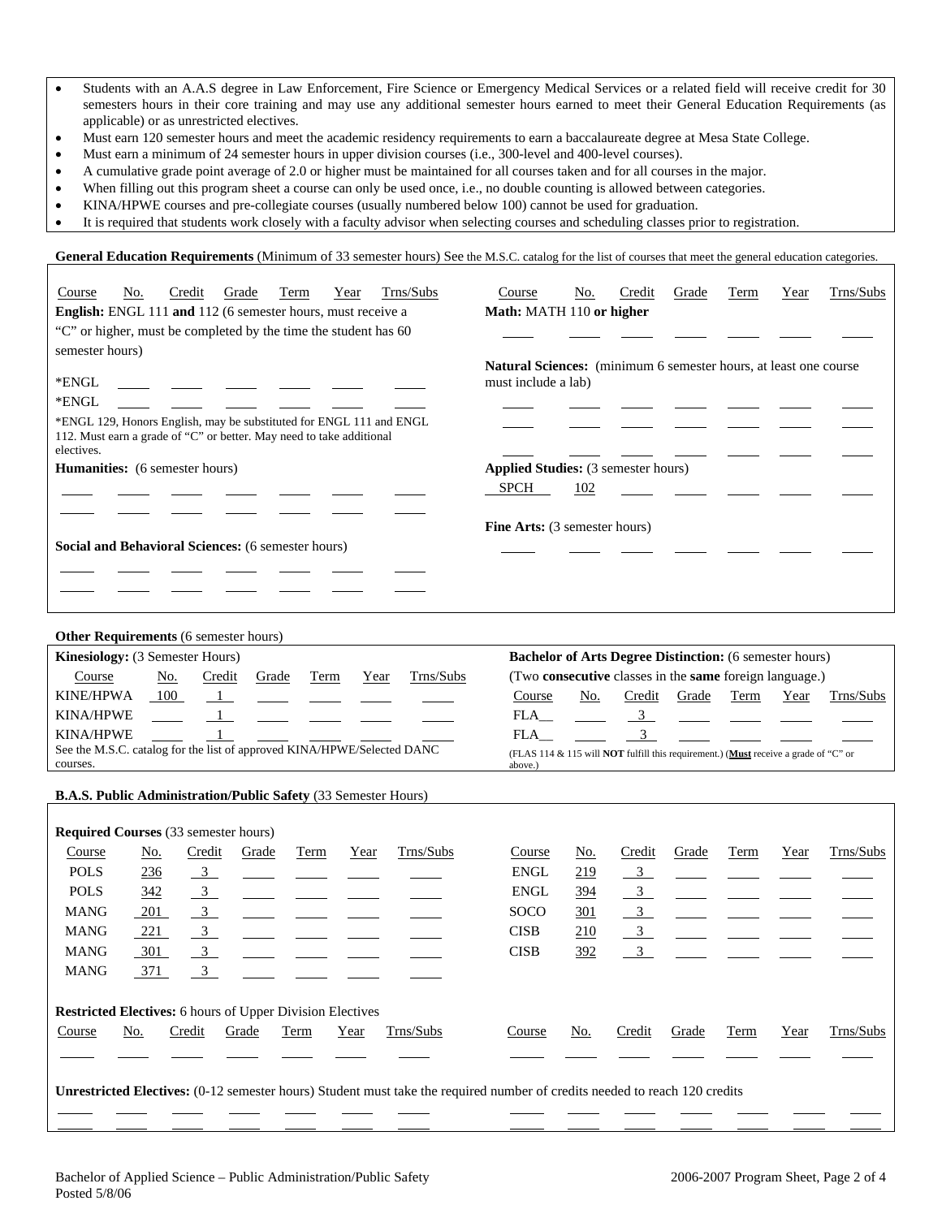- Students with an A.A.S degree in Law Enforcement, Fire Science or Emergency Medical Services or a related field will receive credit for 30 semesters hours in their core training and may use any additional semester hours earned to meet their General Education Requirements (as applicable) or as unrestricted electives.
- Must earn 120 semester hours and meet the academic residency requirements to earn a baccalaureate degree at Mesa State College.
- Must earn a minimum of 24 semester hours in upper division courses (i.e., 300-level and 400-level courses).
- A cumulative grade point average of 2.0 or higher must be maintained for all courses taken and for all courses in the major.
- When filling out this program sheet a course can only be used once, i.e., no double counting is allowed between categories.
- KINA/HPWE courses and pre-collegiate courses (usually numbered below 100) cannot be used for graduation.
- It is required that students work closely with a faculty advisor when selecting courses and scheduling classes prior to registration.

## General Education Requirements

**General Education Requirements** (Minimum of 33 semester hours) See the M.S.C. catalog for the list of courses that meet the general education categories.

**English:** ENGL 111 **and** 112 (6 semester hours, must receive a "C" or higher, must be completed by the time the student has 60 semester hours)

| Course | No. | Credit | Grade | Term | Year | Trns/Subs |
|---|---|---|---|---|---|---|
| *ENGL | | | | | | |
| *ENGL | | | | | | |

*ENGL 129, Honors English, may be substituted for ENGL 111 and ENGL 112. Must earn a grade of "C" or better. May need to take additional electives.

**Humanities:** (6 semester hours)

| Course | No. | Credit | Grade | Term | Year | Trns/Subs |
|---|---|---|---|---|---|---|
| | | | | | | |
| | | | | | | |

**Social and Behavioral Sciences:** (6 semester hours)

| Course | No. | Credit | Grade | Term | Year | Trns/Subs |
|---|---|---|---|---|---|---|
| | | | | | | |
| | | | | | | |

**Math:** MATH 110 **or higher**

| Course | No. | Credit | Grade | Term | Year | Trns/Subs |
|---|---|---|---|---|---|---|
| | | | | | | |

**Natural Sciences:** (minimum 6 semester hours, at least one course must include a lab)

| Course | No. | Credit | Grade | Term | Year | Trns/Subs |
|---|---|---|---|---|---|---|
| | | | | | | |
| | | | | | | |
| | | | | | | |

**Applied Studies:** (3 semester hours)

| Course | No. | Credit | Grade | Term | Year | Trns/Subs |
|---|---|---|---|---|---|---|
| SPCH | 102 | | | | | |

**Fine Arts:** (3 semester hours)

| Course | No. | Credit | Grade | Term | Year | Trns/Subs |
|---|---|---|---|---|---|---|
| | | | | | | |

## Other Requirements

**Other Requirements** (6 semester hours)

**Kinesiology:** (3 Semester Hours)

| Course | No. | Credit | Grade | Term | Year | Trns/Subs |
|---|---|---|---|---|---|---|
| KINE/HPWA | 100 | 1 | | | | |
| KINA/HPWE | | 1 | | | | |
| KINA/HPWE | | 1 | | | | |

See the M.S.C. catalog for the list of approved KINA/HPWE/Selected DANC courses.

**Bachelor of Arts Degree Distinction:** (6 semester hours)
(Two **consecutive** classes in the **same** foreign language.)

| Course | No. | Credit | Grade | Term | Year | Trns/Subs |
|---|---|---|---|---|---|---|
| FLA__ | | 3 | | | | |
| FLA__ | | 3 | | | | |

(FLAS 114 & 115 will **NOT** fulfill this requirement.) (**Must** receive a grade of "C" or above.)

## B.A.S. Public Administration/Public Safety

**B.A.S. Public Administration/Public Safety** (33 Semester Hours)

**Required Courses** (33 semester hours)

| Course | No. | Credit | Grade | Term | Year | Trns/Subs |
|---|---|---|---|---|---|---|
| POLS | 236 | 3 | | | | |
| POLS | 342 | 3 | | | | |
| MANG | 201 | 3 | | | | |
| MANG | 221 | 3 | | | | |
| MANG | 301 | 3 | | | | |
| MANG | 371 | 3 | | | | |
| ENGL | 219 | 3 | | | | |
| ENGL | 394 | 3 | | | | |
| SOCO | 301 | 3 | | | | |
| CISB | 210 | 3 | | | | |
| CISB | 392 | 3 | | | | |

**Restricted Electives:** 6 hours of Upper Division Electives

| Course | No. | Credit | Grade | Term | Year | Trns/Subs |
|---|---|---|---|---|---|---|
| | | | | | | |
| | | | | | | |

**Unrestricted Electives:** (0-12 semester hours) Student must take the required number of credits needed to reach 120 credits

| Course | No. | Credit | Grade | Term | Year | Trns/Subs |
|---|---|---|---|---|---|---|
| | | | | | | |
| | | | | | | |
| | | | | | | |
| | | | | | | |

Bachelor of Applied Science – Public Administration/Public Safety
Posted 5/8/06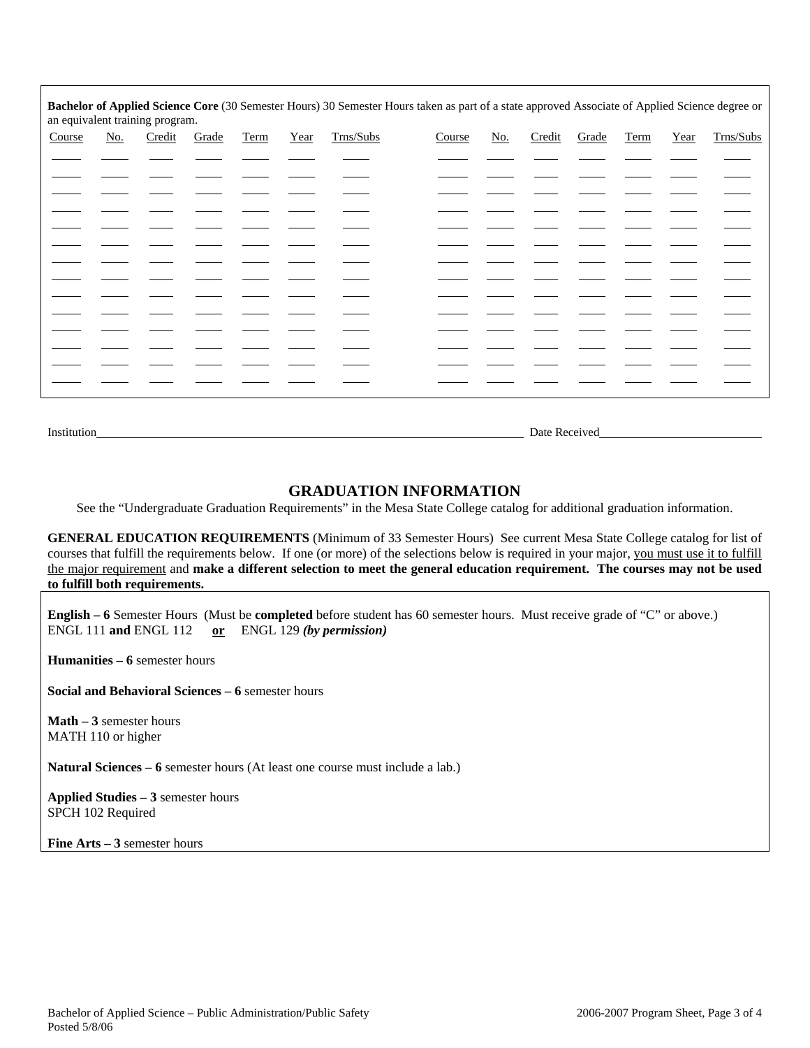**Bachelor of Applied Science Core** (30 Semester Hours) 30 Semester Hours taken as part of a state approved Associate of Applied Science degree or an equivalent training program.

| Course | No. | Credit | Grade | Term | Year | Trns/Subs | Course | No. | Credit | Grade | Term | Year | Trns/Subs |
|---|---|---|---|---|---|---|---|---|---|---|---|---|---|
| | | | | | | | | | | | | | |
| | | | | | | | | | | | | | |
| | | | | | | | | | | | | | |
| | | | | | | | | | | | | | |
| | | | | | | | | | | | | | |
| | | | | | | | | | | | | | |
| | | | | | | | | | | | | | |
| | | | | | | | | | | | | | |
| | | | | | | | | | | | | | |
| | | | | | | | | | | | | | |
| | | | | | | | | | | | | | |
| | | | | | | | | | | | | | |
| | | | | | | | | | | | | | |
| | | | | | | | | | | | | | |

Institution\_\_\_\_\_\_\_\_\_\_\_\_\_\_\_\_\_\_\_\_\_\_\_\_\_\_\_\_\_\_\_\_\_\_\_\_\_\_\_\_ Date Received\_\_\_\_\_\_\_\_\_\_\_\_\_\_\_\_\_\_\_\_

## GRADUATION INFORMATION

See the "Undergraduate Graduation Requirements" in the Mesa State College catalog for additional graduation information.

**GENERAL EDUCATION REQUIREMENTS** (Minimum of 33 Semester Hours) See current Mesa State College catalog for list of courses that fulfill the requirements below. If one (or more) of the selections below is required in your major, you must use it to fulfill the major requirement and **make a different selection to meet the general education requirement. The courses may not be used to fulfill both requirements.**

**English – 6** Semester Hours (Must be **completed** before student has 60 semester hours. Must receive grade of "C" or above.)
ENGL 111 **and** ENGL 112 **or** ENGL 129 ***(by permission)***

**Humanities – 6** semester hours

**Social and Behavioral Sciences – 6** semester hours

**Math – 3** semester hours
MATH 110 or higher

**Natural Sciences – 6** semester hours (At least one course must include a lab.)

**Applied Studies – 3** semester hours
SPCH 102 Required

**Fine Arts – 3** semester hours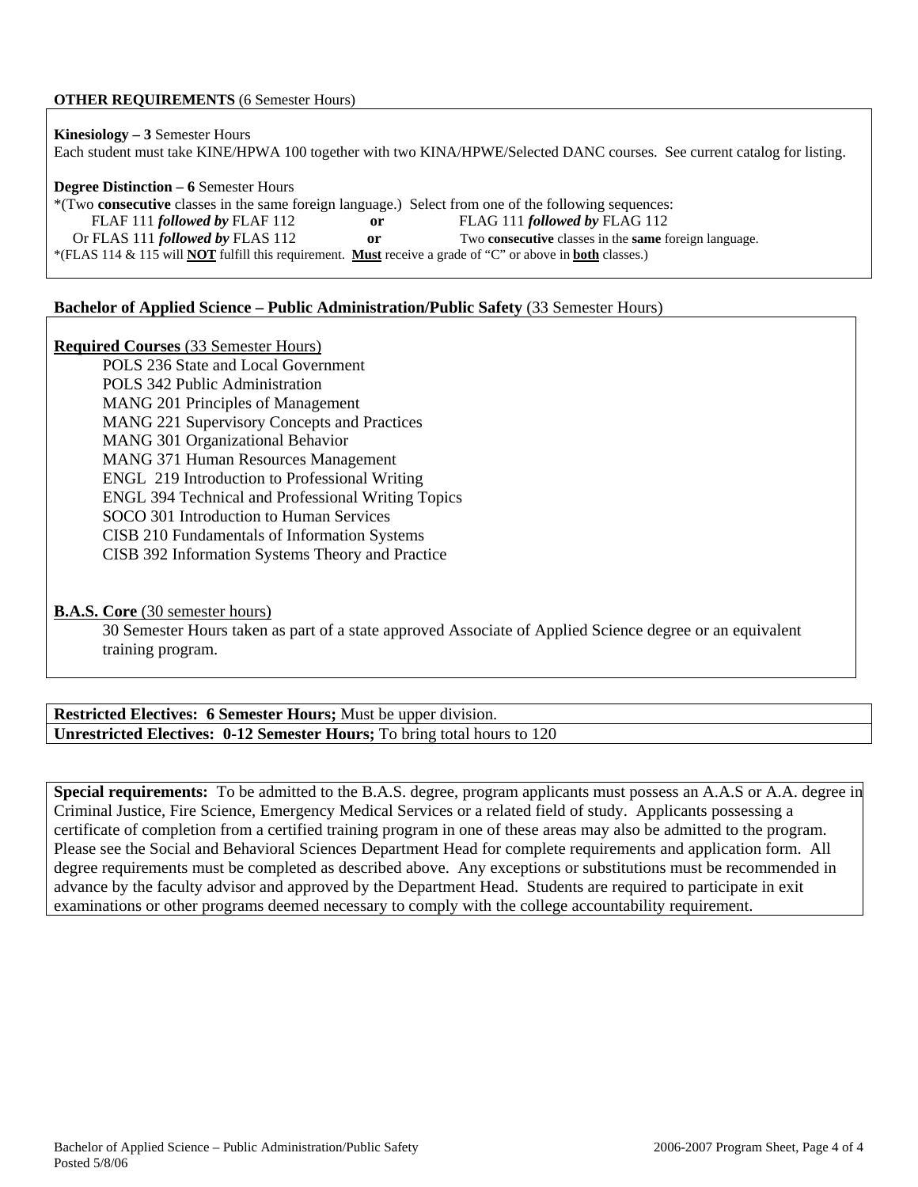**OTHER REQUIREMENTS** (6 Semester Hours)

**Kinesiology – 3** Semester Hours
Each student must take KINE/HPWA 100 together with two KINA/HPWE/Selected DANC courses. See current catalog for listing.

**Degree Distinction – 6** Semester Hours
*(Two **consecutive** classes in the same foreign language.) Select from one of the following sequences:

FLAF 111 ***followed by*** FLAF 112 **or** FLAG 111 ***followed by*** FLAG 112
Or FLAS 111 ***followed by*** FLAS 112 **or** Two **consecutive** classes in the **same** foreign language.

*(FLAS 114 & 115 will **NOT** fulfill this requirement. **Must** receive a grade of "C" or above in **both** classes.)

**Bachelor of Applied Science – Public Administration/Public Safety** (33 Semester Hours)

**Required Courses** (33 Semester Hours)

- POLS 236 State and Local Government
- POLS 342 Public Administration
- MANG 201 Principles of Management
- MANG 221 Supervisory Concepts and Practices
- MANG 301 Organizational Behavior
- MANG 371 Human Resources Management
- ENGL 219 Introduction to Professional Writing
- ENGL 394 Technical and Professional Writing Topics
- SOCO 301 Introduction to Human Services
- CISB 210 Fundamentals of Information Systems
- CISB 392 Information Systems Theory and Practice

**B.A.S. Core** (30 semester hours)

30 Semester Hours taken as part of a state approved Associate of Applied Science degree or an equivalent training program.

**Restricted Electives: 6 Semester Hours;** Must be upper division.
**Unrestricted Electives: 0-12 Semester Hours;** To bring total hours to 120

**Special requirements:** To be admitted to the B.A.S. degree, program applicants must possess an A.A.S or A.A. degree in Criminal Justice, Fire Science, Emergency Medical Services or a related field of study. Applicants possessing a certificate of completion from a certified training program in one of these areas may also be admitted to the program. Please see the Social and Behavioral Sciences Department Head for complete requirements and application form. All degree requirements must be completed as described above. Any exceptions or substitutions must be recommended in advance by the faculty advisor and approved by the Department Head. Students are required to participate in exit examinations or other programs deemed necessary to comply with the college accountability requirement.

Posted 5/8/06